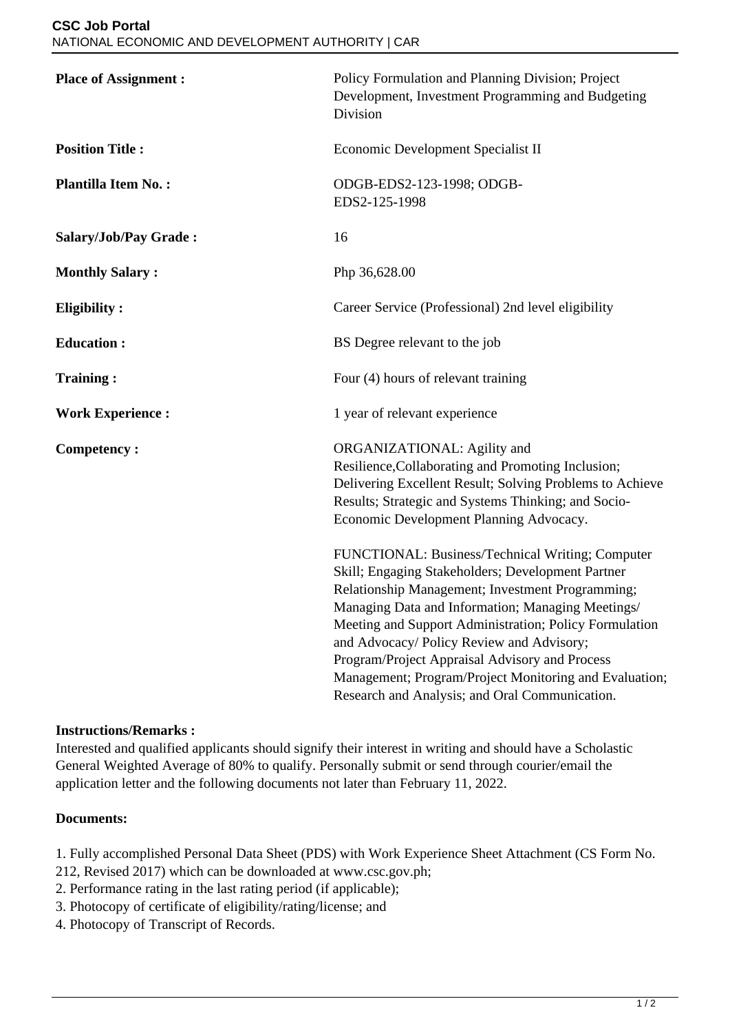**CSC Job Portal**
NATIONAL ECONOMIC AND DEVELOPMENT AUTHORITY | CAR

| | |
|---|---|
| **Place of Assignment :** | Policy Formulation and Planning Division; Project Development, Investment Programming and Budgeting Division |
| **Position Title :** | Economic Development Specialist II |
| **Plantilla Item No. :** | ODGB-EDS2-123-1998; ODGB-EDS2-125-1998 |
| **Salary/Job/Pay Grade :** | 16 |
| **Monthly Salary :** | Php 36,628.00 |
| **Eligibility :** | Career Service (Professional) 2nd level eligibility |
| **Education :** | BS Degree relevant to the job |
| **Training :** | Four (4) hours of relevant training |
| **Work Experience :** | 1 year of relevant experience |
| **Competency :** | ORGANIZATIONAL: Agility and Resilience,Collaborating and Promoting Inclusion; Delivering Excellent Result; Solving Problems to Achieve Results; Strategic and Systems Thinking; and Socio-Economic Development Planning Advocacy.<br><br>FUNCTIONAL: Business/Technical Writing; Computer Skill; Engaging Stakeholders; Development Partner Relationship Management; Investment Programming; Managing Data and Information; Managing Meetings/ Meeting and Support Administration; Policy Formulation and Advocacy/ Policy Review and Advisory; Program/Project Appraisal Advisory and Process Management; Program/Project Monitoring and Evaluation; Research and Analysis; and Oral Communication. |

**Instructions/Remarks :**

Interested and qualified applicants should signify their interest in writing and should have a Scholastic General Weighted Average of 80% to qualify. Personally submit or send through courier/email the application letter and the following documents not later than February 11, 2022.

**Documents:**

1. Fully accomplished Personal Data Sheet (PDS) with Work Experience Sheet Attachment (CS Form No. 212, Revised 2017) which can be downloaded at www.csc.gov.ph;
2. Performance rating in the last rating period (if applicable);
3. Photocopy of certificate of eligibility/rating/license; and
4. Photocopy of Transcript of Records.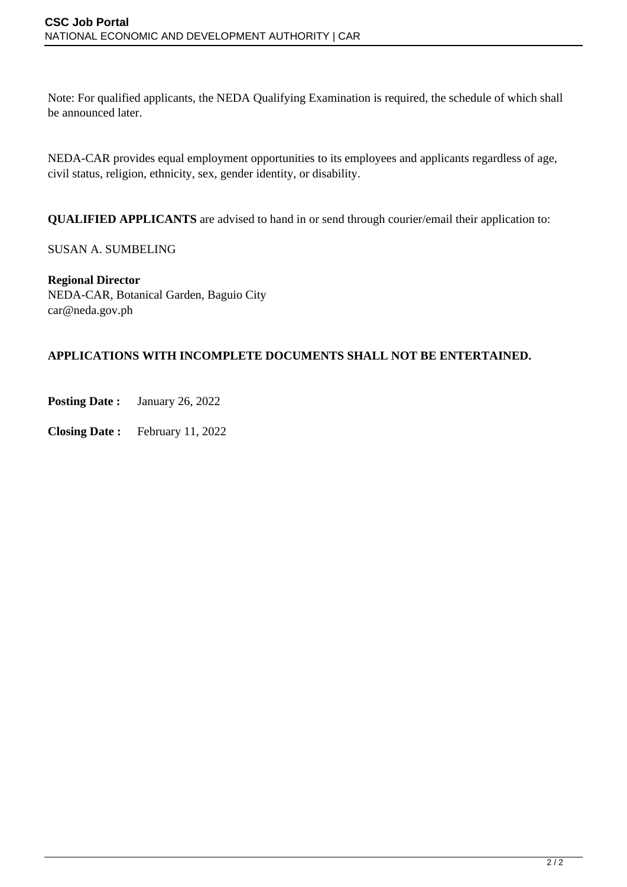Note: For qualified applicants, the NEDA Qualifying Examination is required, the schedule of which shall be announced later.

NEDA-CAR provides equal employment opportunities to its employees and applicants regardless of age, civil status, religion, ethnicity, sex, gender identity, or disability.

**QUALIFIED APPLICANTS** are advised to hand in or send through courier/email their application to:

SUSAN A. SUMBELING

**Regional Director**
NEDA-CAR, Botanical Garden, Baguio City
car@neda.gov.ph

**APPLICATIONS WITH INCOMPLETE DOCUMENTS SHALL NOT BE ENTERTAINED.**

**Posting Date :** January 26, 2022

**Closing Date :** February 11, 2022